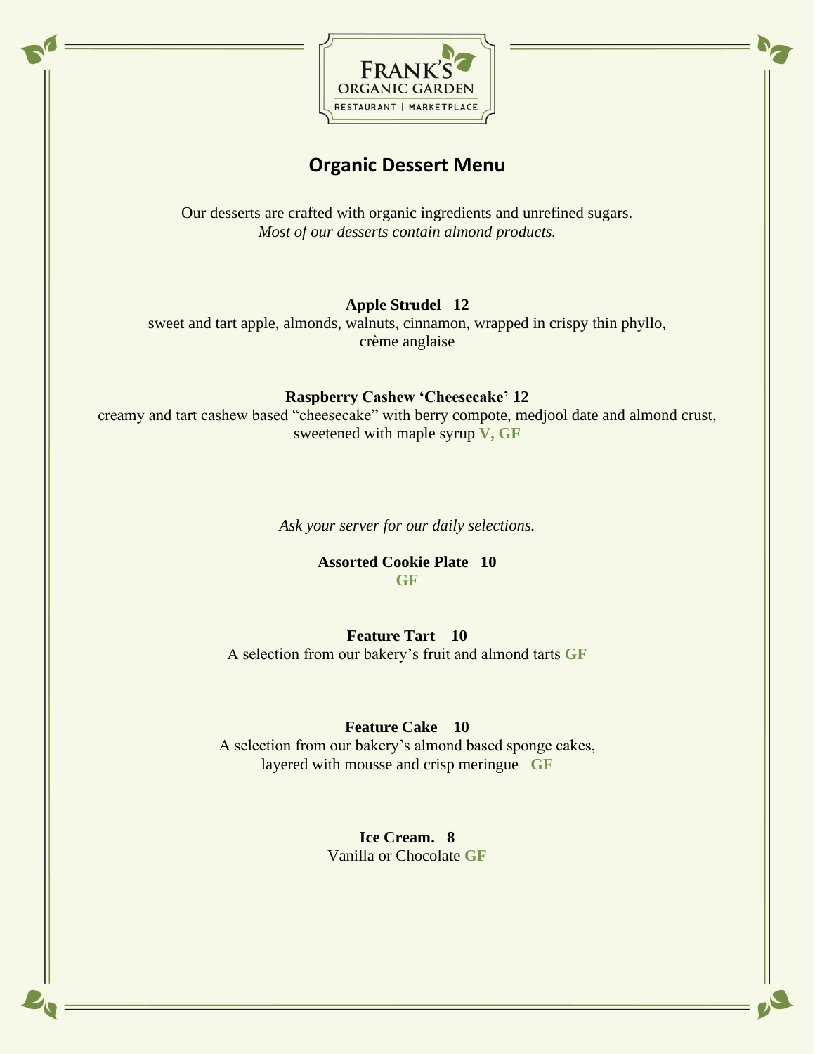FRANK'S
ORGANIC GARDEN
RESTAURANT | MARKETPLACE

# Organic Dessert Menu

Our desserts are crafted with organic ingredients and unrefined sugars.
*Most of our desserts contain almond products.*

**Apple Strudel 12**
sweet and tart apple, almonds, walnuts, cinnamon, wrapped in crispy thin phyllo, crème anglaise

**Raspberry Cashew 'Cheesecake' 12**
creamy and tart cashew based "cheesecake" with berry compote, medjool date and almond crust, sweetened with maple syrup **V, GF**

*Ask your server for our daily selections.*

**Assorted Cookie Plate 10**
**GF**

**Feature Tart 10**
A selection from our bakery's fruit and almond tarts **GF**

**Feature Cake 10**
A selection from our bakery's almond based sponge cakes, layered with mousse and crisp meringue **GF**

**Ice Cream. 8**
Vanilla or Chocolate **GF**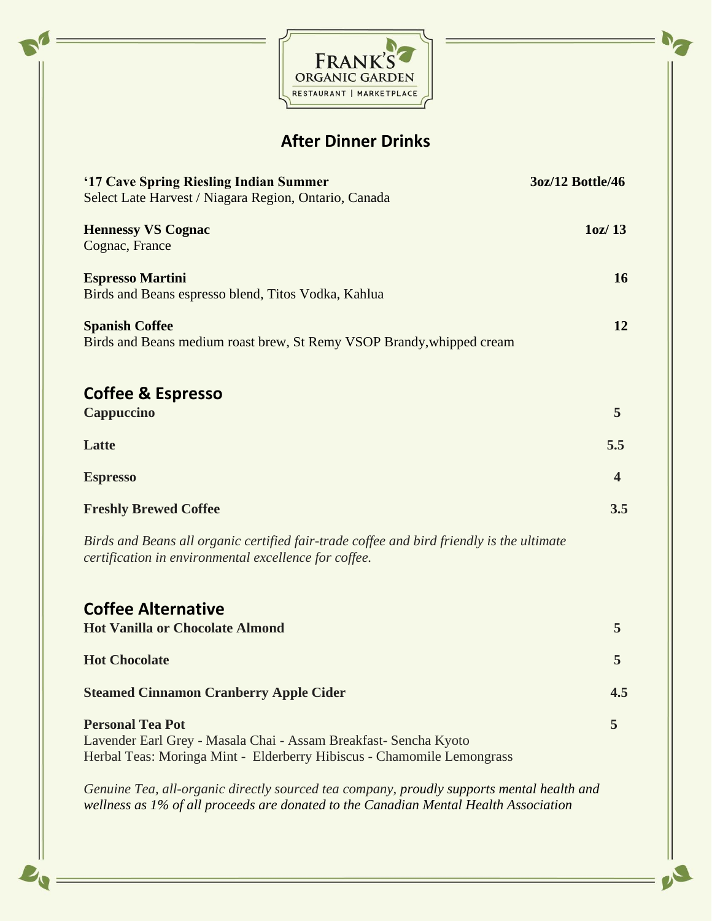FRANK'S ORGANIC GARDEN

RESTAURANT | MARKETPLACE

## After Dinner Drinks

**'17 Cave Spring Riesling Indian Summer** **3oz/12 Bottle/46**
Select Late Harvest / Niagara Region, Ontario, Canada

**Hennessy VS Cognac** **1oz/ 13**
Cognac, France

**Espresso Martini** **16**
Birds and Beans espresso blend, Titos Vodka, Kahlua

**Spanish Coffee** **12**
Birds and Beans medium roast brew, St Remy VSOP Brandy,whipped cream

## Coffee & Espresso

**Cappuccino** **5**

**Latte** **5.5**

**Espresso** **4**

**Freshly Brewed Coffee** **3.5**

*Birds and Beans all organic certified fair-trade coffee and bird friendly is the ultimate certification in environmental excellence for coffee.*

## Coffee Alternative

**Hot Vanilla or Chocolate Almond** **5**

**Hot Chocolate** **5**

**Steamed Cinnamon Cranberry Apple Cider** **4.5**

**Personal Tea Pot** **5**
Lavender Earl Grey - Masala Chai - Assam Breakfast- Sencha Kyoto
Herbal Teas: Moringa Mint - Elderberry Hibiscus - Chamomile Lemongrass

*Genuine Tea, all-organic directly sourced tea company, proudly supports mental health and wellness as 1% of all proceeds are donated to the Canadian Mental Health Association*